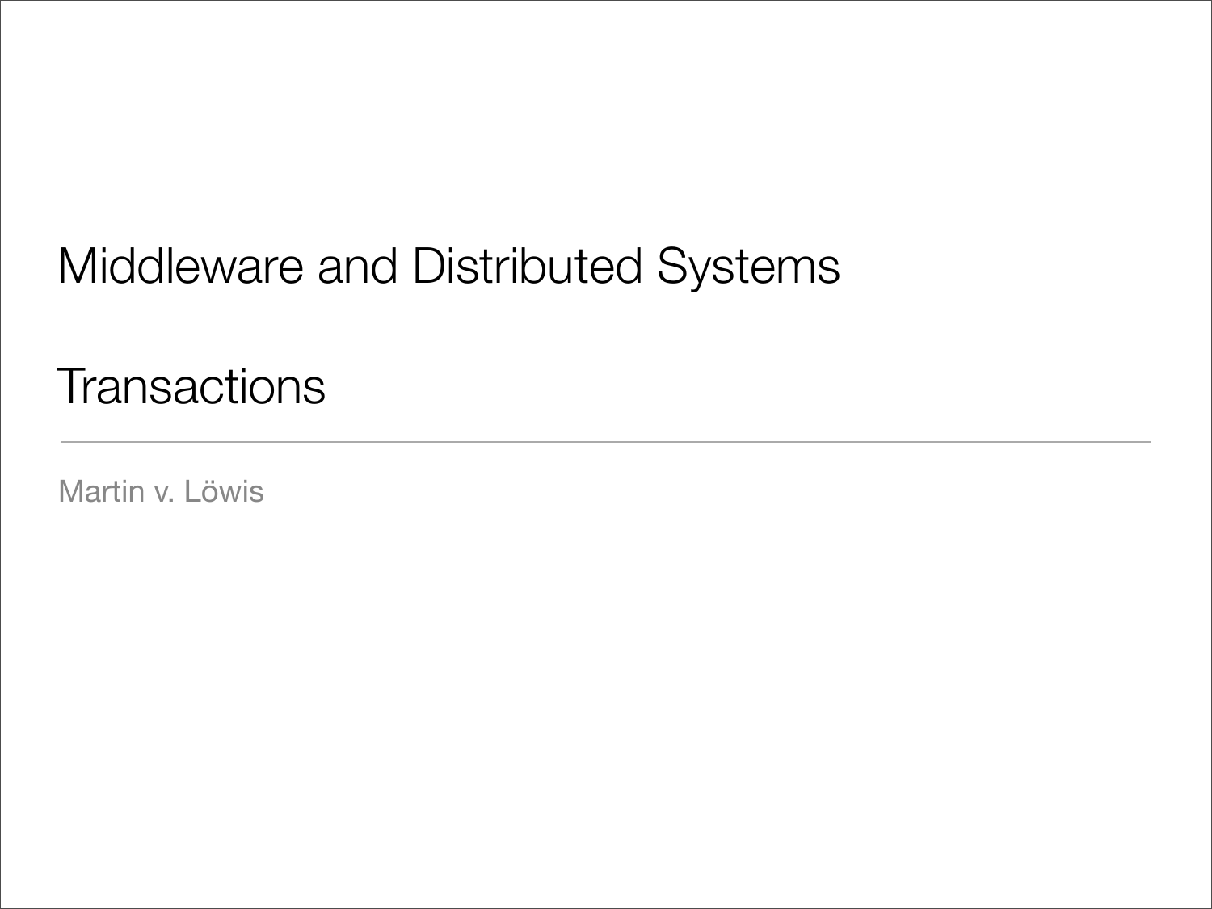# Middleware and Distributed Systems

## Transactions

Martin v. Löwis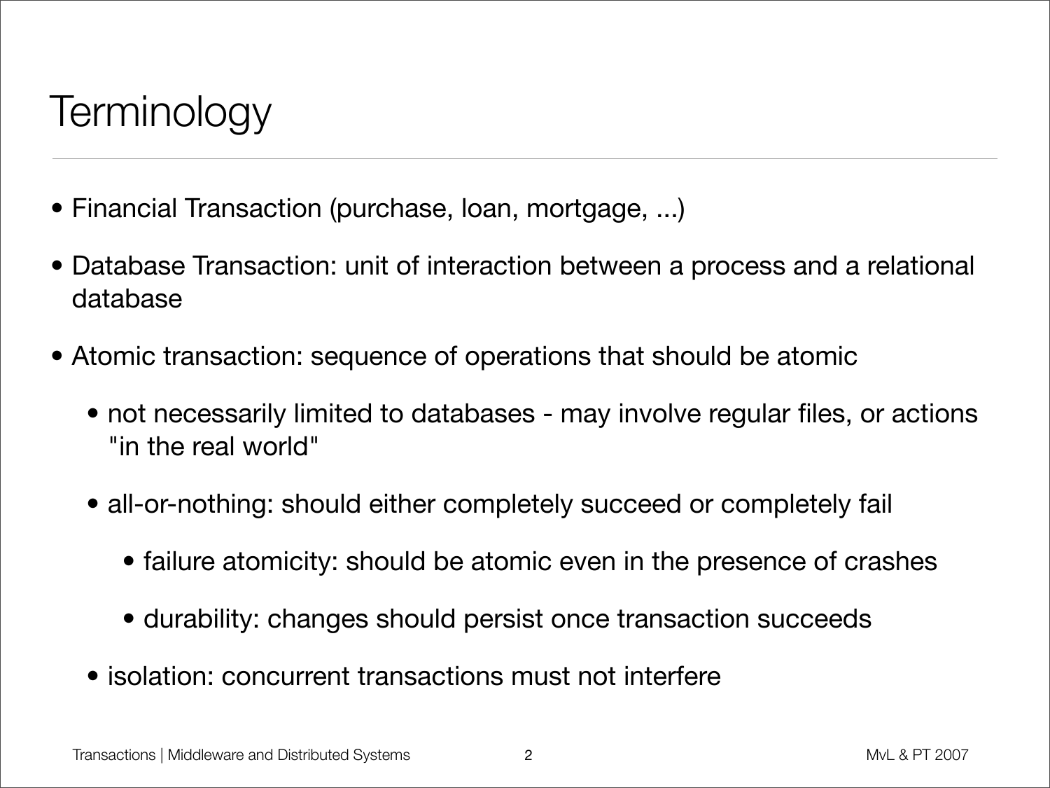# Terminology

- Financial Transaction (purchase, loan, mortgage, ...)
- Database Transaction: unit of interaction between a process and a relational database
- Atomic transaction: sequence of operations that should be atomic
  - not necessarily limited to databases - may involve regular files, or actions "in the real world"
  - all-or-nothing: should either completely succeed or completely fail
    - failure atomicity: should be atomic even in the presence of crashes
    - durability: changes should persist once transaction succeeds
  - isolation: concurrent transactions must not interfere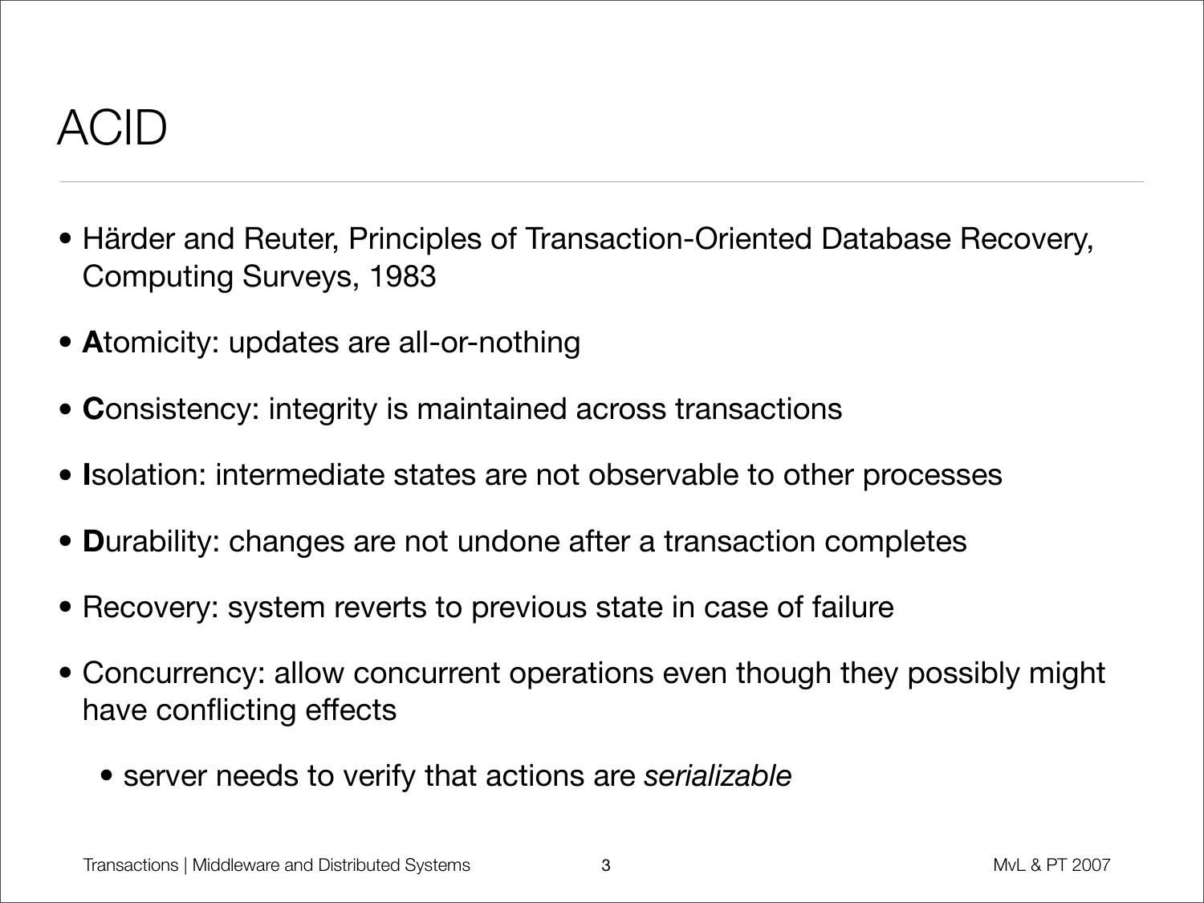# ACID

- Härder and Reuter, Principles of Transaction-Oriented Database Recovery, Computing Surveys, 1983
- **A**tomicity: updates are all-or-nothing
- **C**onsistency: integrity is maintained across transactions
- **I**solation: intermediate states are not observable to other processes
- **D**urability: changes are not undone after a transaction completes
- Recovery: system reverts to previous state in case of failure
- Concurrency: allow concurrent operations even though they possibly might have conflicting effects
  - server needs to verify that actions are *serializable*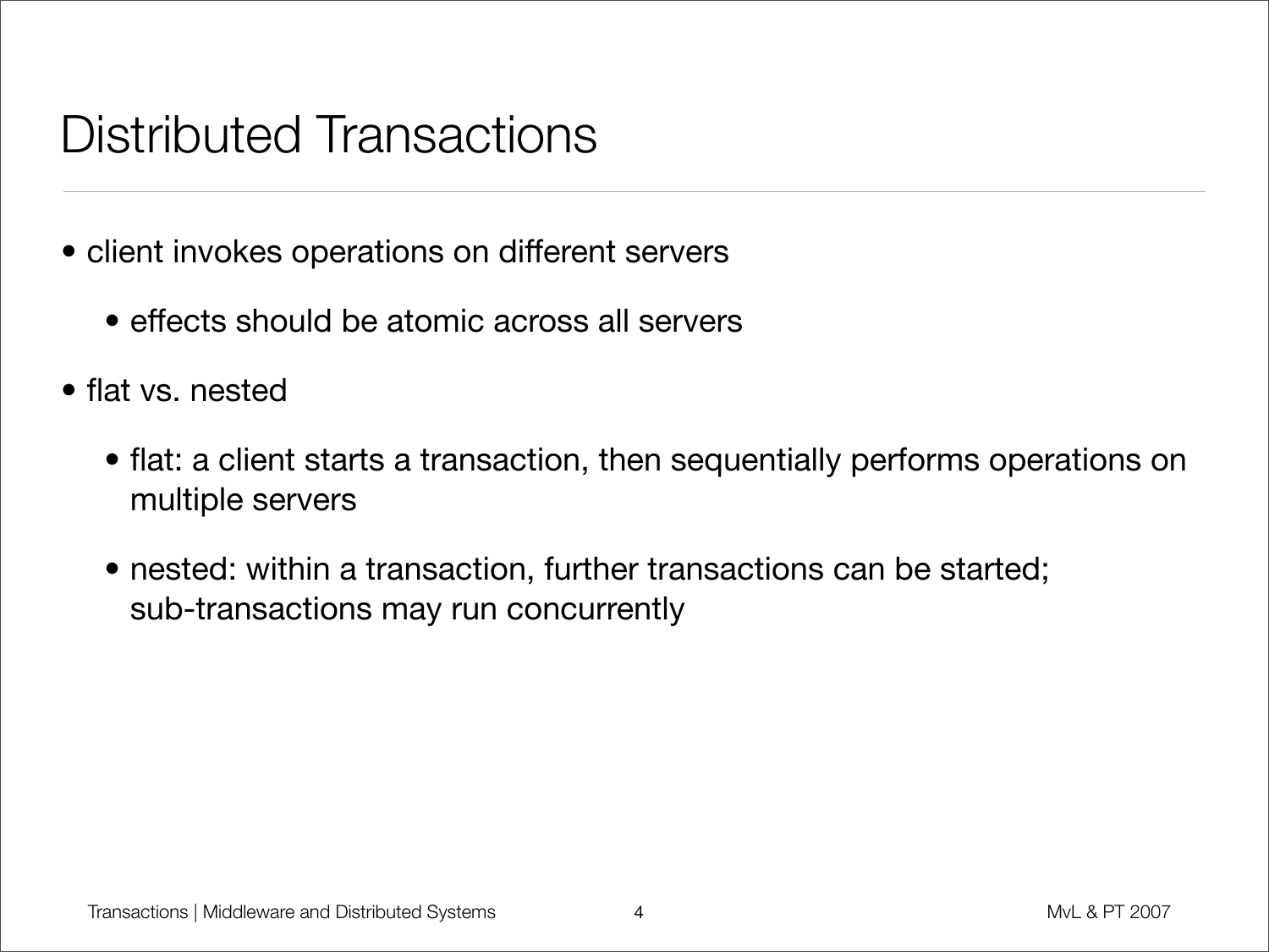# Distributed Transactions

- client invokes operations on different servers
  - effects should be atomic across all servers
- flat vs. nested
  - flat: a client starts a transaction, then sequentially performs operations on multiple servers
  - nested: within a transaction, further transactions can be started; sub-transactions may run concurrently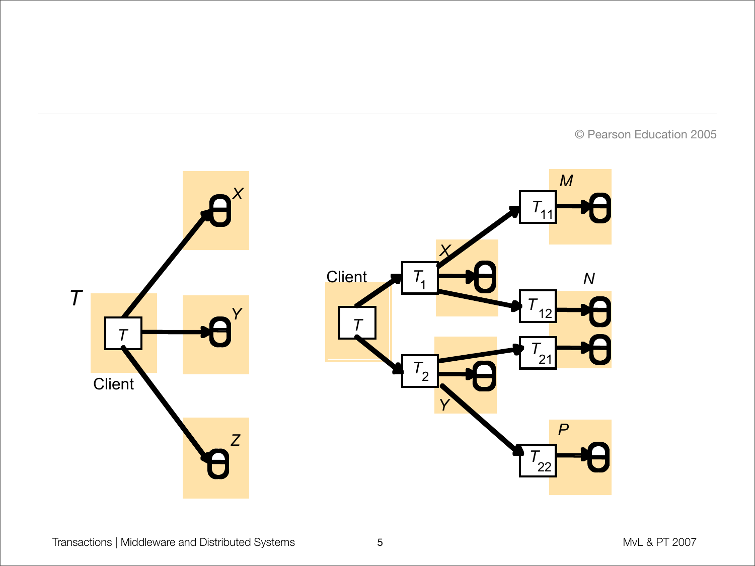© Pearson Education 2005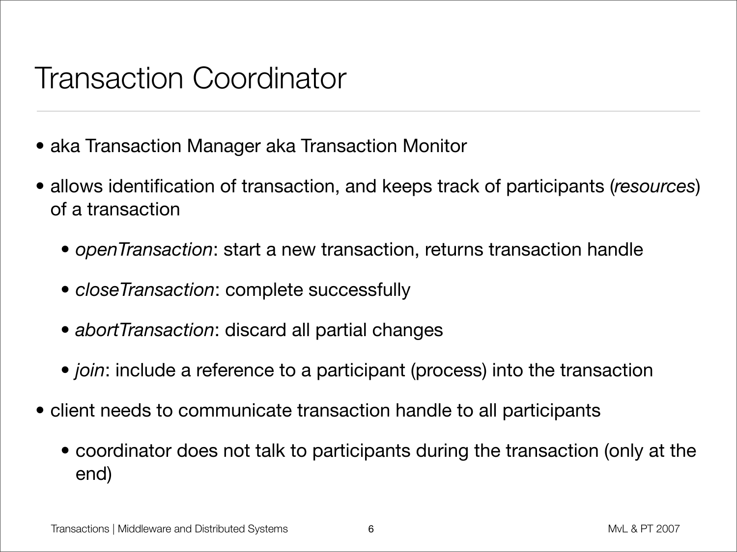# Transaction Coordinator

- aka Transaction Manager aka Transaction Monitor
- allows identification of transaction, and keeps track of participants (*resources*) of a transaction
  - *openTransaction*: start a new transaction, returns transaction handle
  - *closeTransaction*: complete successfully
  - *abortTransaction*: discard all partial changes
  - *join*: include a reference to a participant (process) into the transaction
- client needs to communicate transaction handle to all participants
  - coordinator does not talk to participants during the transaction (only at the end)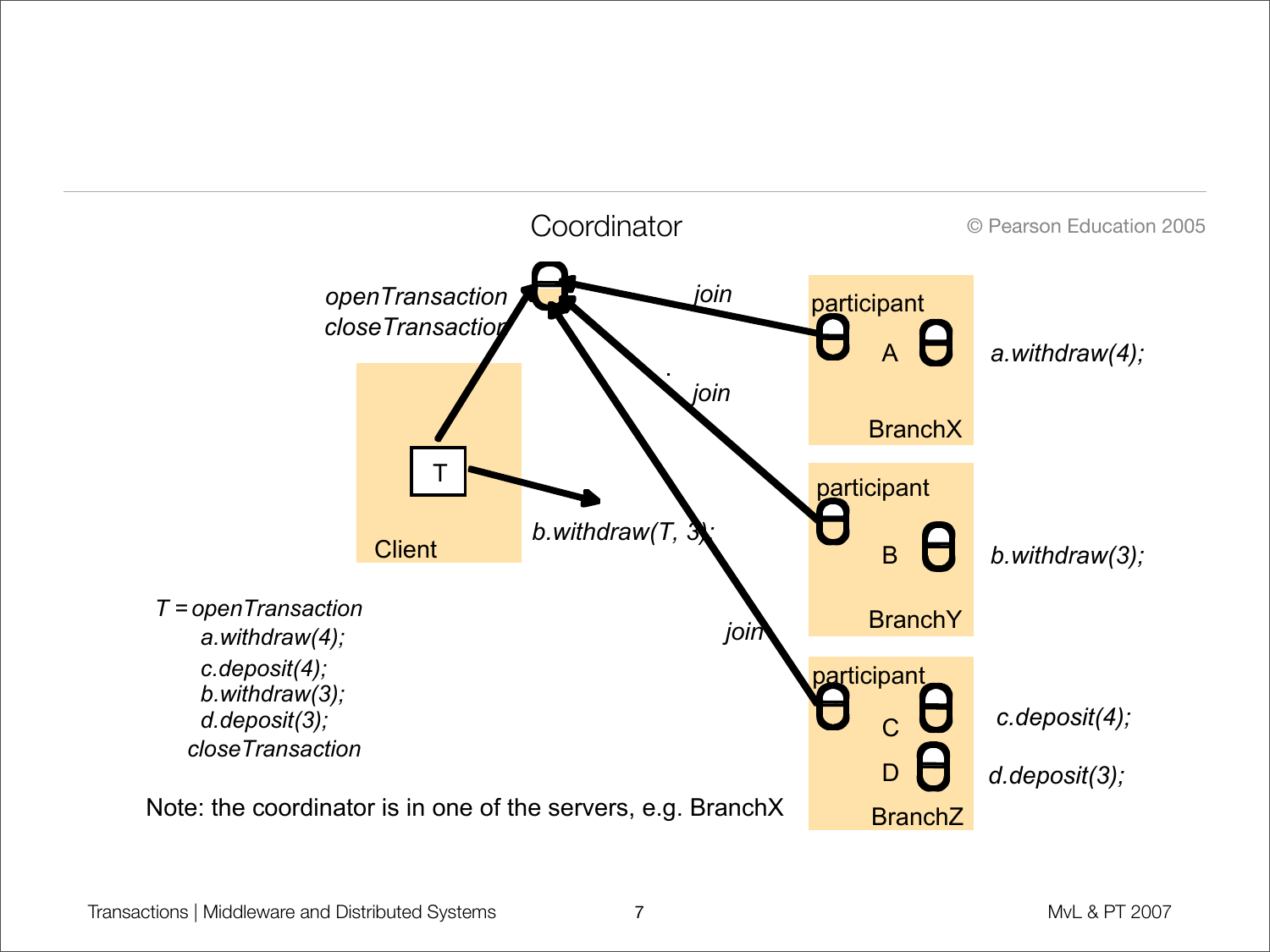Coordinator

© Pearson Education 2005

*openTransaction*
*closeTransaction*

*join*

*join*

*join*

participant

A

BranchX

*a.withdraw(4);*

T

Client

*b.withdraw(T, 3);*

participant

B

BranchY

*b.withdraw(3);*

participant

C

D

BranchZ

*c.deposit(4);*

*d.deposit(3);*

*T = openTransaction*
*a.withdraw(4);*
*c.deposit(4);*
*b.withdraw(3);*
*d.deposit(3);*
*closeTransaction*

Note: the coordinator is in one of the servers, e.g. BranchX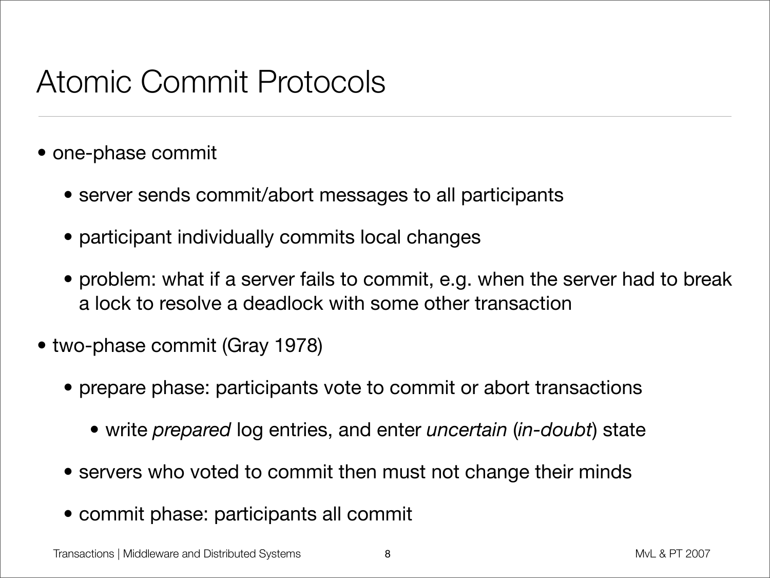# Atomic Commit Protocols

- one-phase commit
  - server sends commit/abort messages to all participants
  - participant individually commits local changes
  - problem: what if a server fails to commit, e.g. when the server had to break a lock to resolve a deadlock with some other transaction
- two-phase commit (Gray 1978)
  - prepare phase: participants vote to commit or abort transactions
    - write *prepared* log entries, and enter *uncertain* (*in-doubt*) state
  - servers who voted to commit then must not change their minds
  - commit phase: participants all commit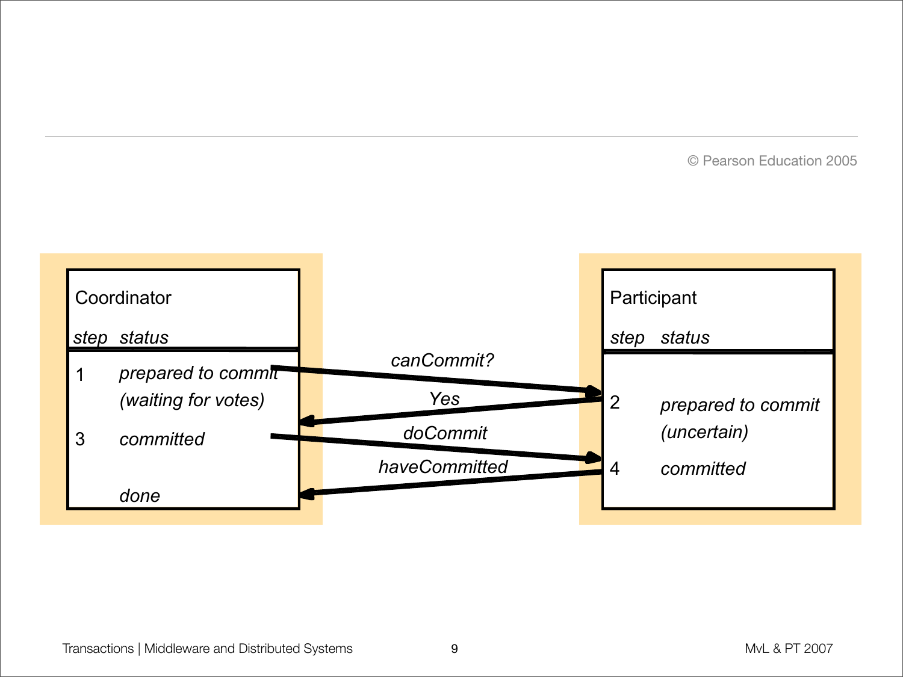© Pearson Education 2005

| Coordinator | |
|---|---|
| *step* | *status* |
| 1 | *prepared to commit (waiting for votes)* |
| 3 | *committed* |
| | *done* |

*canCommit?*

*Yes*

*doCommit*

*haveCommitted*

| Participant | |
|---|---|
| *step* | *status* |
| 2 | *prepared to commit (uncertain)* |
| 4 | *committed* |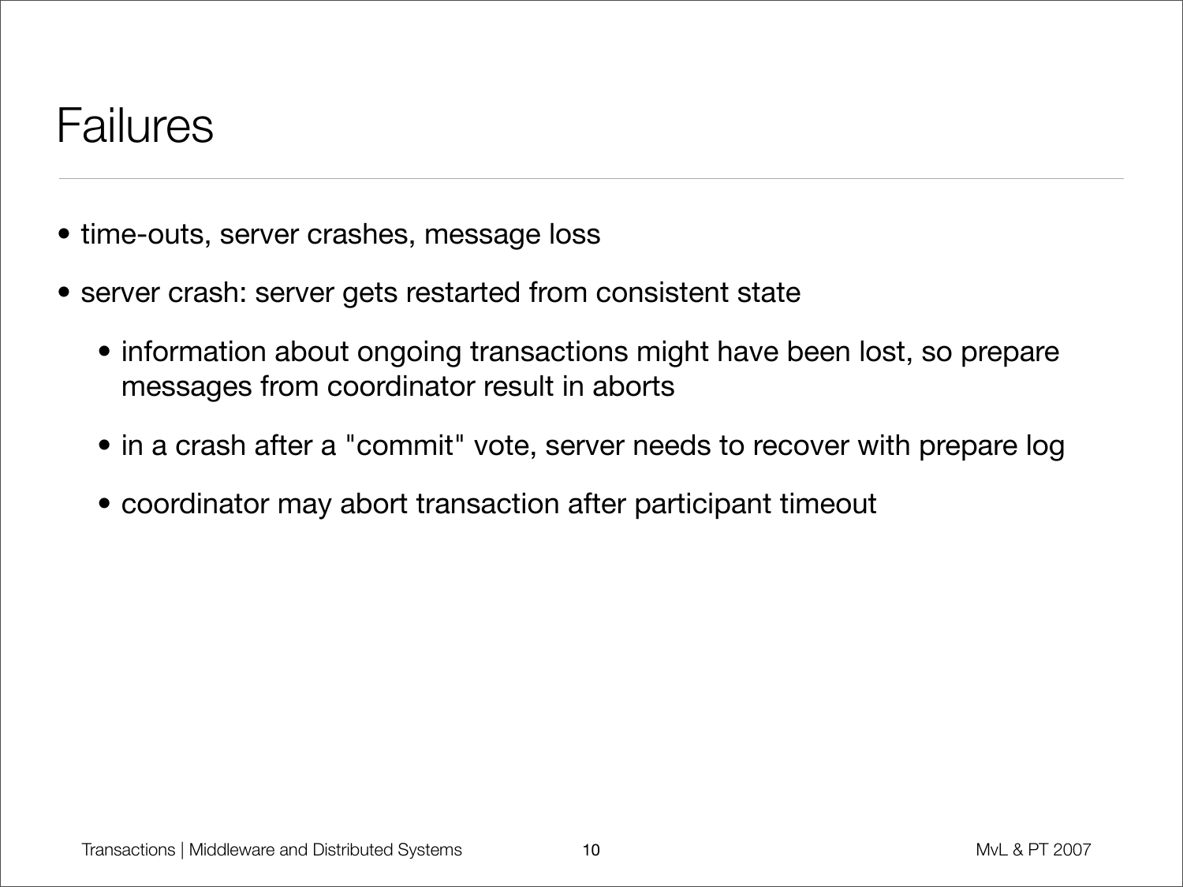# Failures

- time-outs, server crashes, message loss
- server crash: server gets restarted from consistent state
  - information about ongoing transactions might have been lost, so prepare messages from coordinator result in aborts
  - in a crash after a "commit" vote, server needs to recover with prepare log
  - coordinator may abort transaction after participant timeout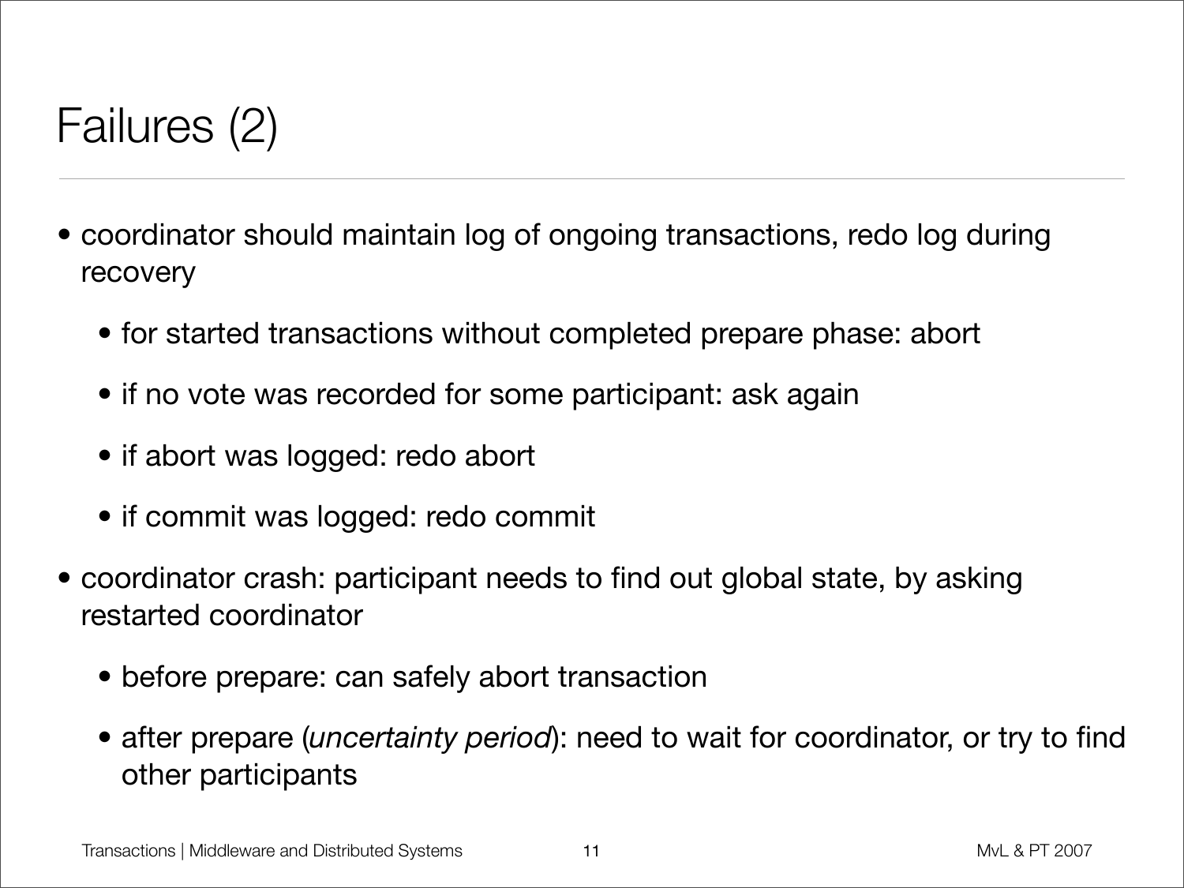# Failures (2)

- coordinator should maintain log of ongoing transactions, redo log during recovery
  - for started transactions without completed prepare phase: abort
  - if no vote was recorded for some participant: ask again
  - if abort was logged: redo abort
  - if commit was logged: redo commit
- coordinator crash: participant needs to find out global state, by asking restarted coordinator
  - before prepare: can safely abort transaction
  - after prepare (*uncertainty period*): need to wait for coordinator, or try to find other participants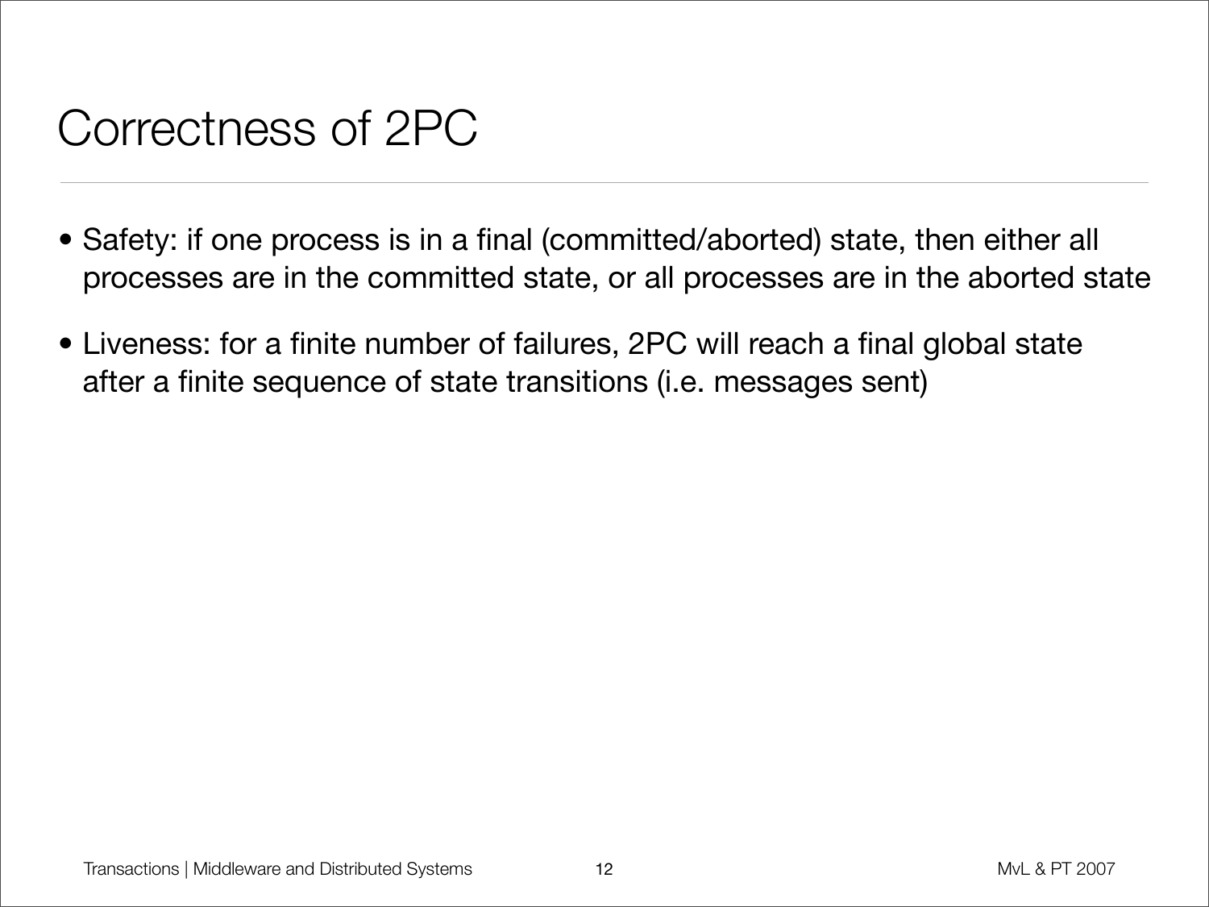# Correctness of 2PC

- Safety: if one process is in a final (committed/aborted) state, then either all processes are in the committed state, or all processes are in the aborted state
- Liveness: for a finite number of failures, 2PC will reach a final global state after a finite sequence of state transitions (i.e. messages sent)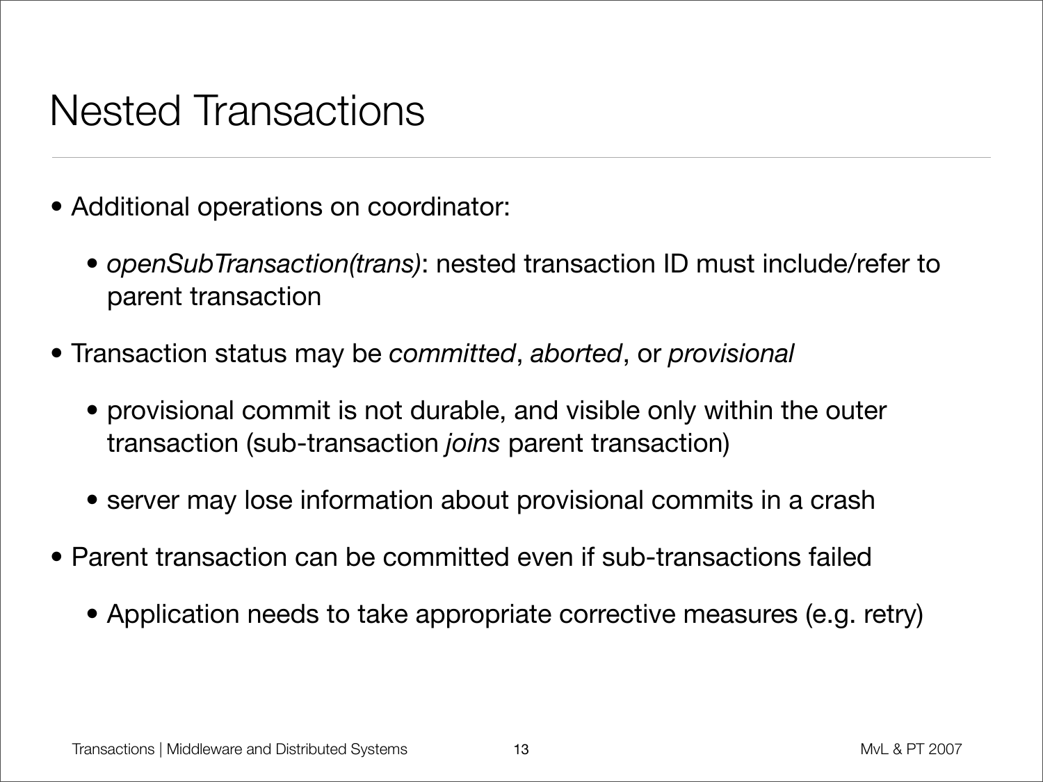# Nested Transactions

- Additional operations on coordinator:
  - *openSubTransaction(trans)*: nested transaction ID must include/refer to parent transaction
- Transaction status may be *committed*, *aborted*, or *provisional*
  - provisional commit is not durable, and visible only within the outer transaction (sub-transaction *joins* parent transaction)
  - server may lose information about provisional commits in a crash
- Parent transaction can be committed even if sub-transactions failed
  - Application needs to take appropriate corrective measures (e.g. retry)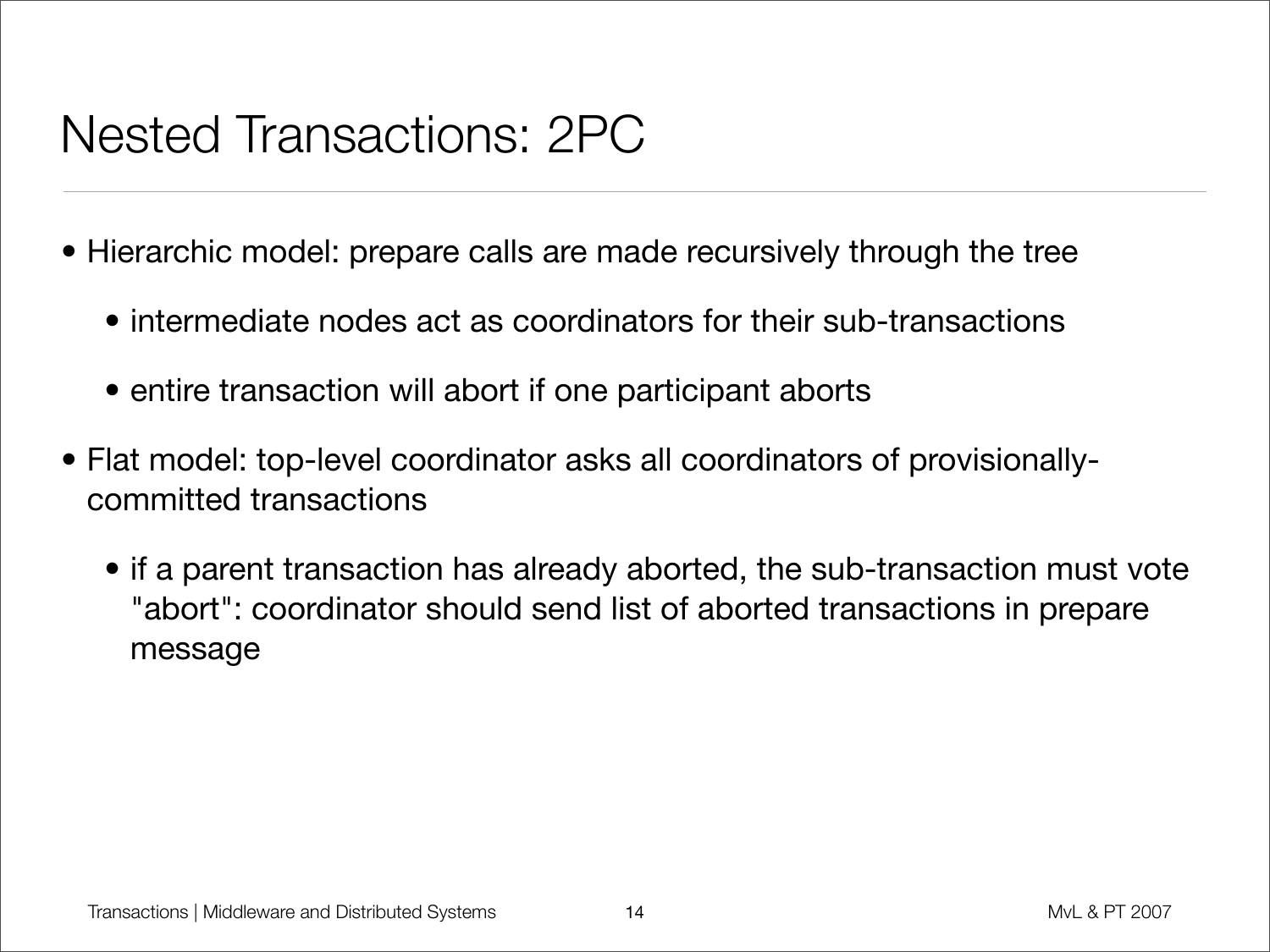# Nested Transactions: 2PC

- Hierarchic model: prepare calls are made recursively through the tree
  - intermediate nodes act as coordinators for their sub-transactions
  - entire transaction will abort if one participant aborts
- Flat model: top-level coordinator asks all coordinators of provisionally-committed transactions
  - if a parent transaction has already aborted, the sub-transaction must vote "abort": coordinator should send list of aborted transactions in prepare message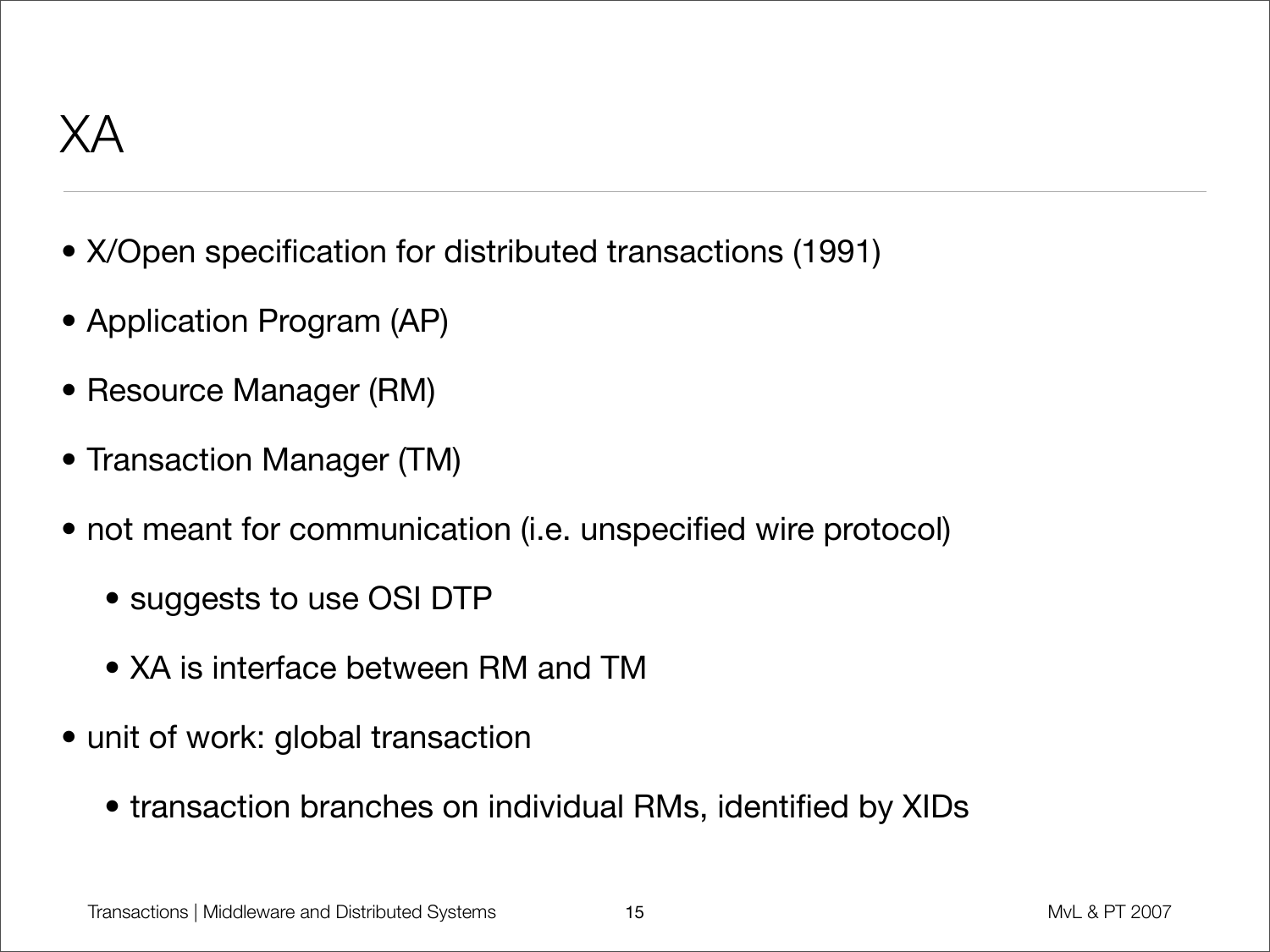# XA

- X/Open specification for distributed transactions (1991)
- Application Program (AP)
- Resource Manager (RM)
- Transaction Manager (TM)
- not meant for communication (i.e. unspecified wire protocol)
  - suggests to use OSI DTP
  - XA is interface between RM and TM
- unit of work: global transaction
  - transaction branches on individual RMs, identified by XIDs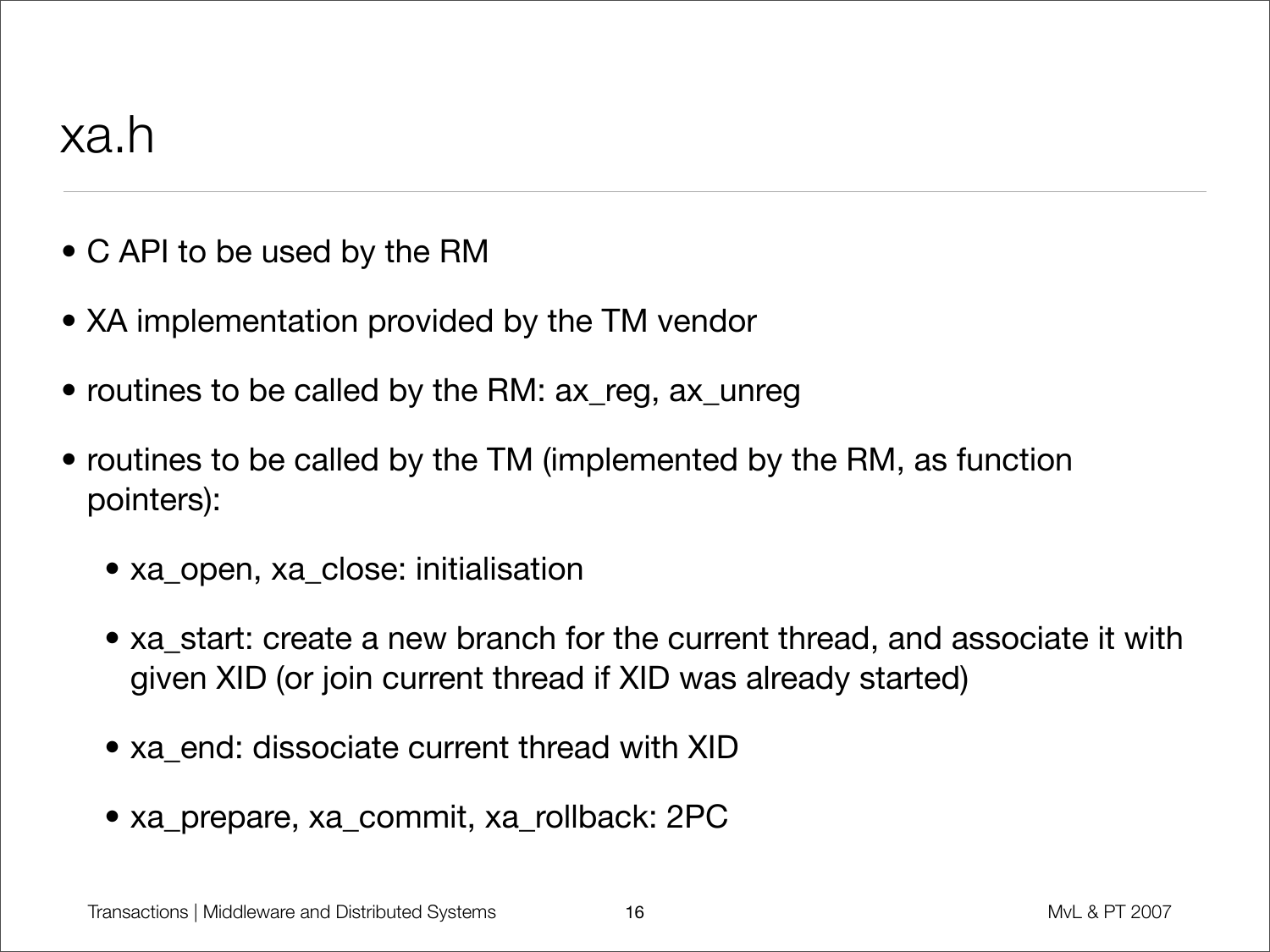# xa.h

- C API to be used by the RM
- XA implementation provided by the TM vendor
- routines to be called by the RM: ax_reg, ax_unreg
- routines to be called by the TM (implemented by the RM, as function pointers):
  - xa_open, xa_close: initialisation
  - xa_start: create a new branch for the current thread, and associate it with given XID (or join current thread if XID was already started)
  - xa_end: dissociate current thread with XID
  - xa_prepare, xa_commit, xa_rollback: 2PC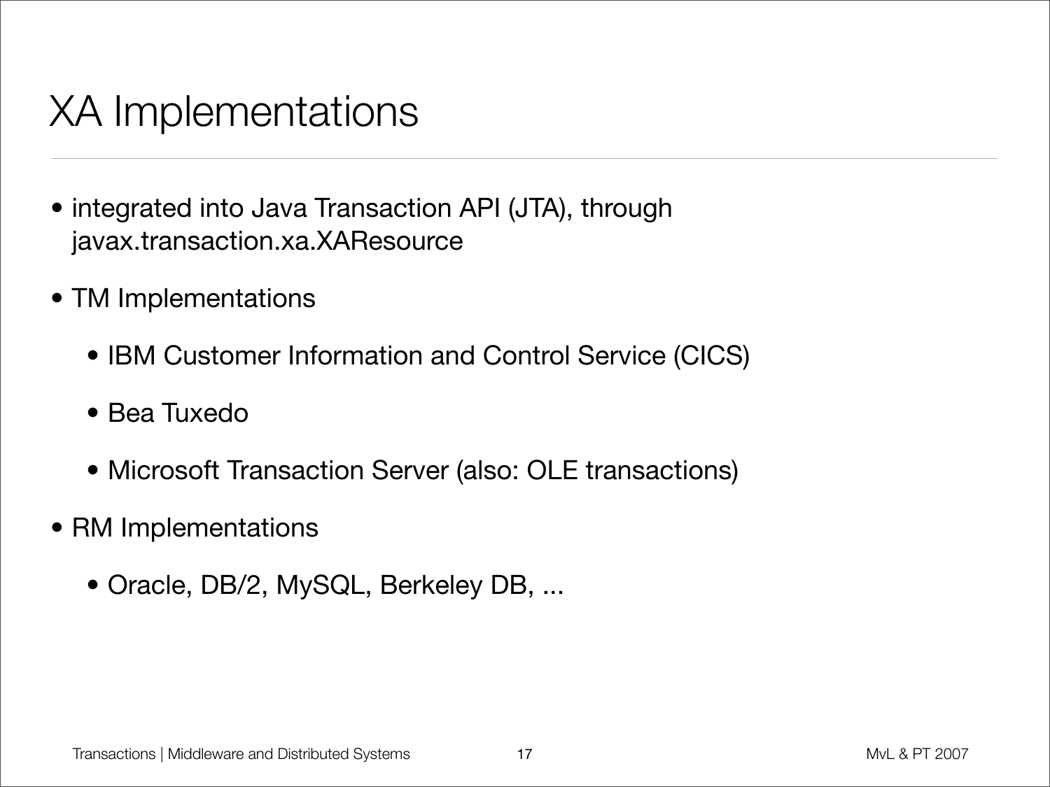# XA Implementations

- integrated into Java Transaction API (JTA), through javax.transaction.xa.XAResource
- TM Implementations
  - IBM Customer Information and Control Service (CICS)
  - Bea Tuxedo
  - Microsoft Transaction Server (also: OLE transactions)
- RM Implementations
  - Oracle, DB/2, MySQL, Berkeley DB, ...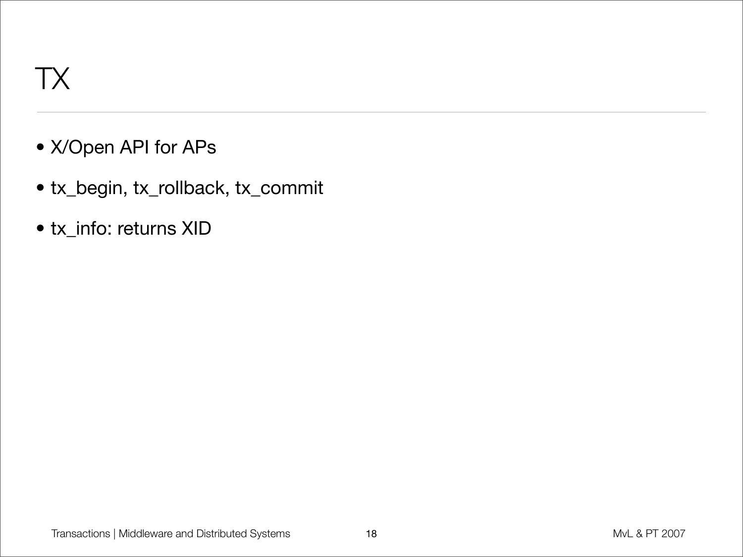# TX

- X/Open API for APs
- tx_begin, tx_rollback, tx_commit
- tx_info: returns XID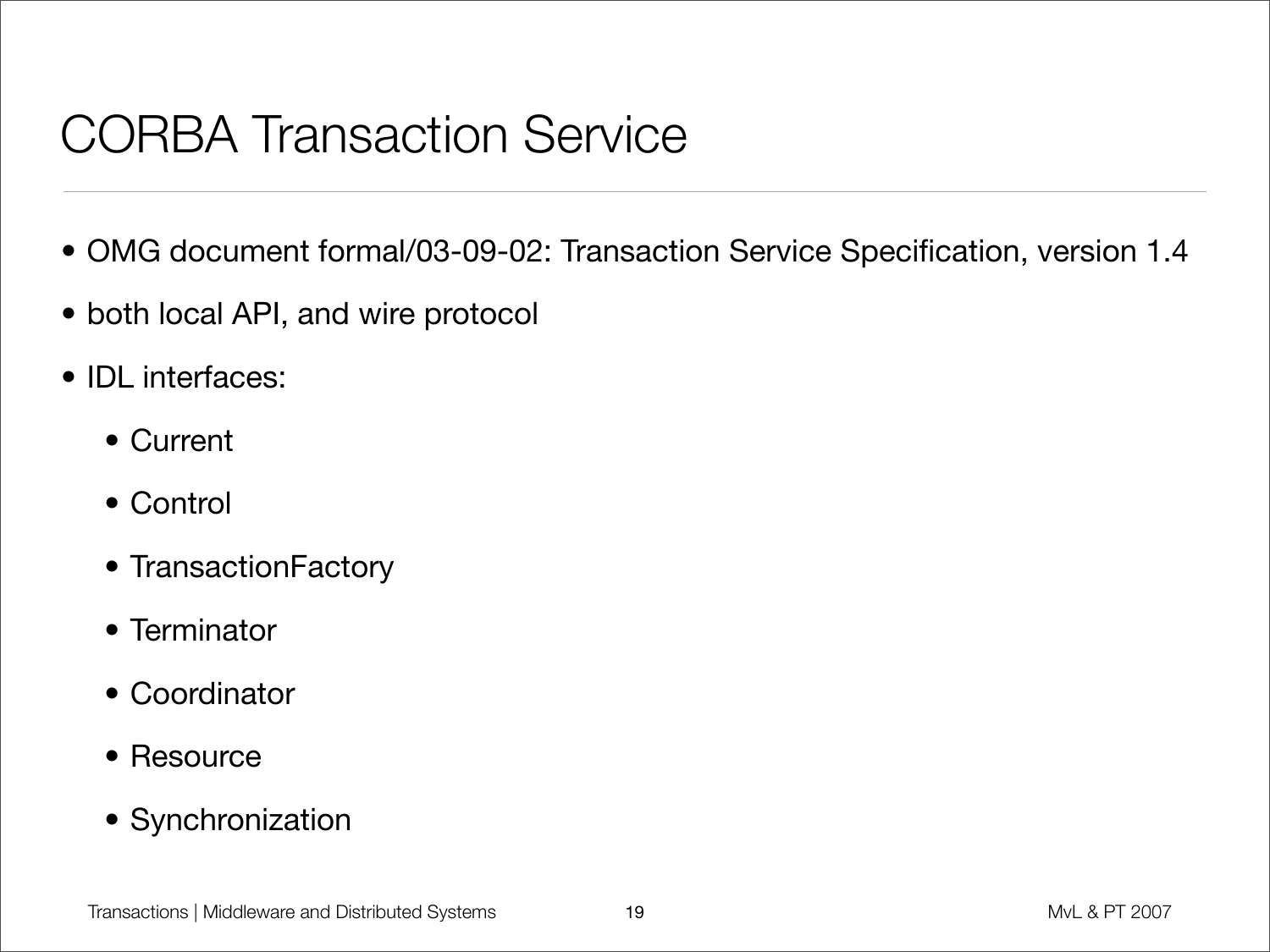# CORBA Transaction Service

- OMG document formal/03-09-02: Transaction Service Specification, version 1.4
- both local API, and wire protocol
- IDL interfaces:
  - Current
  - Control
  - TransactionFactory
  - Terminator
  - Coordinator
  - Resource
  - Synchronization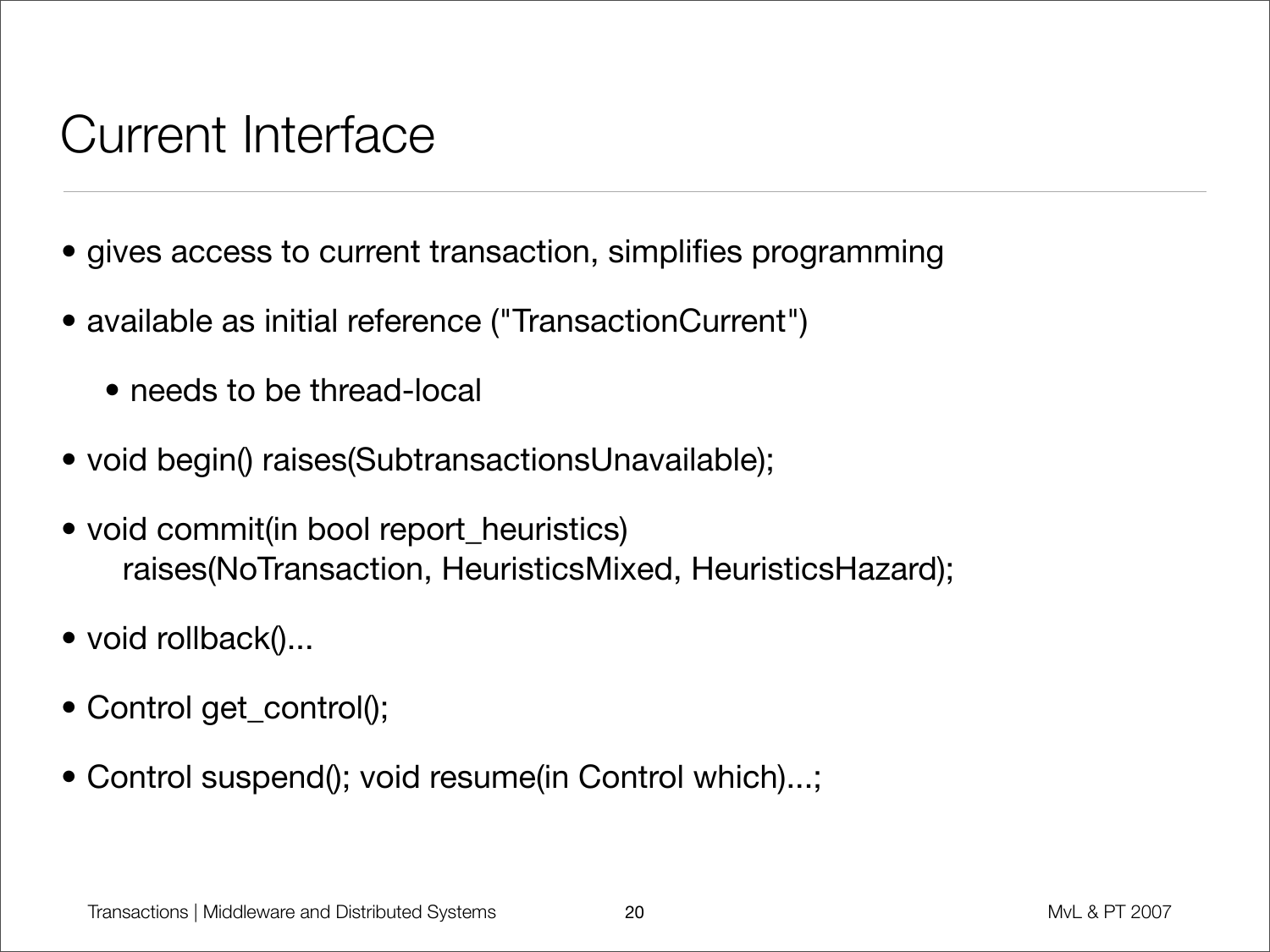# Current Interface

- gives access to current transaction, simplifies programming
- available as initial reference ("TransactionCurrent")
    - needs to be thread-local
- void begin() raises(SubtransactionsUnavailable);
- void commit(in bool report_heuristics)  
  raises(NoTransaction, HeuristicsMixed, HeuristicsHazard);
- void rollback()...
- Control get_control();
- Control suspend(); void resume(in Control which)...;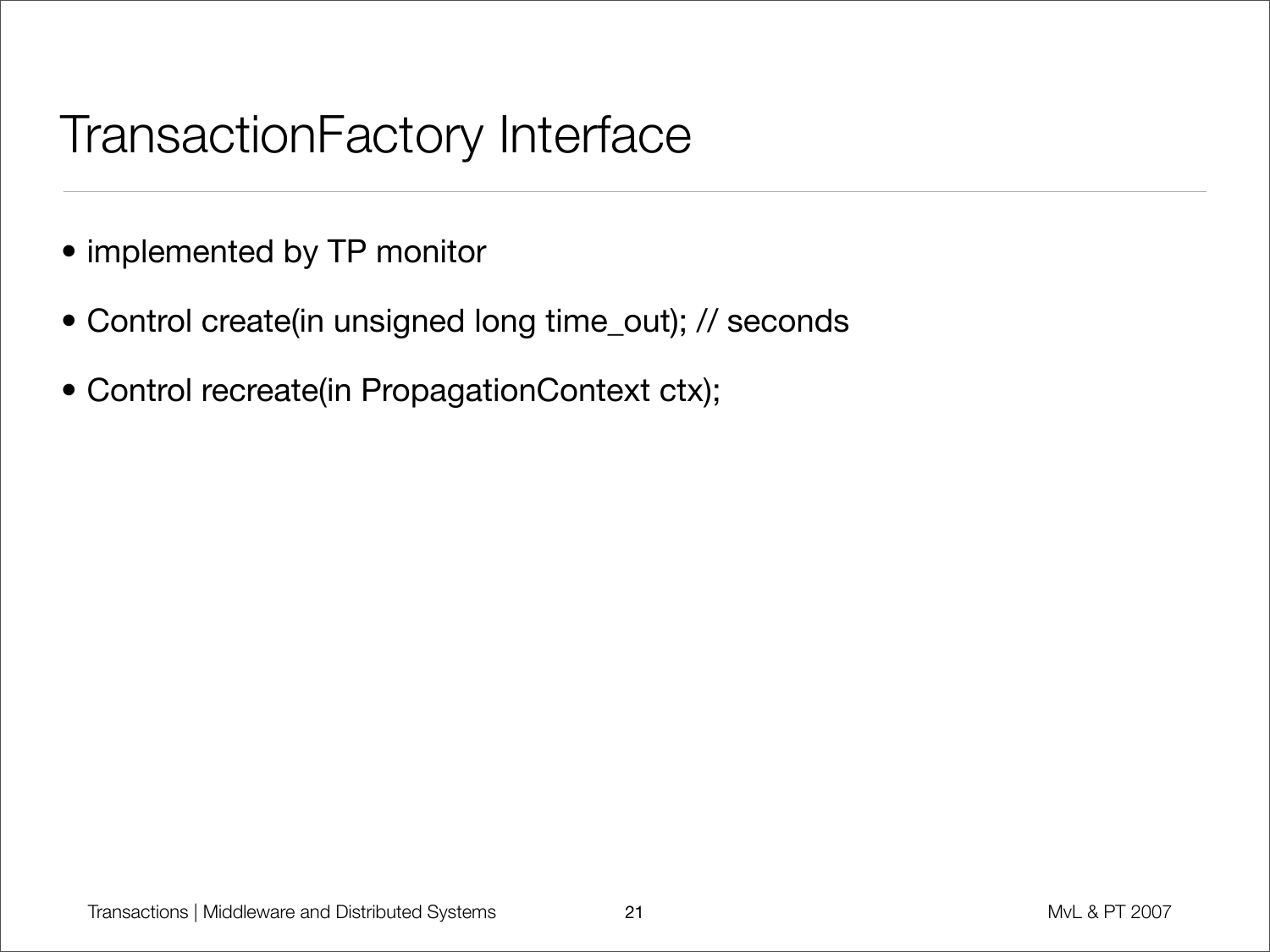# TransactionFactory Interface

- implemented by TP monitor
- Control create(in unsigned long time_out); // seconds
- Control recreate(in PropagationContext ctx);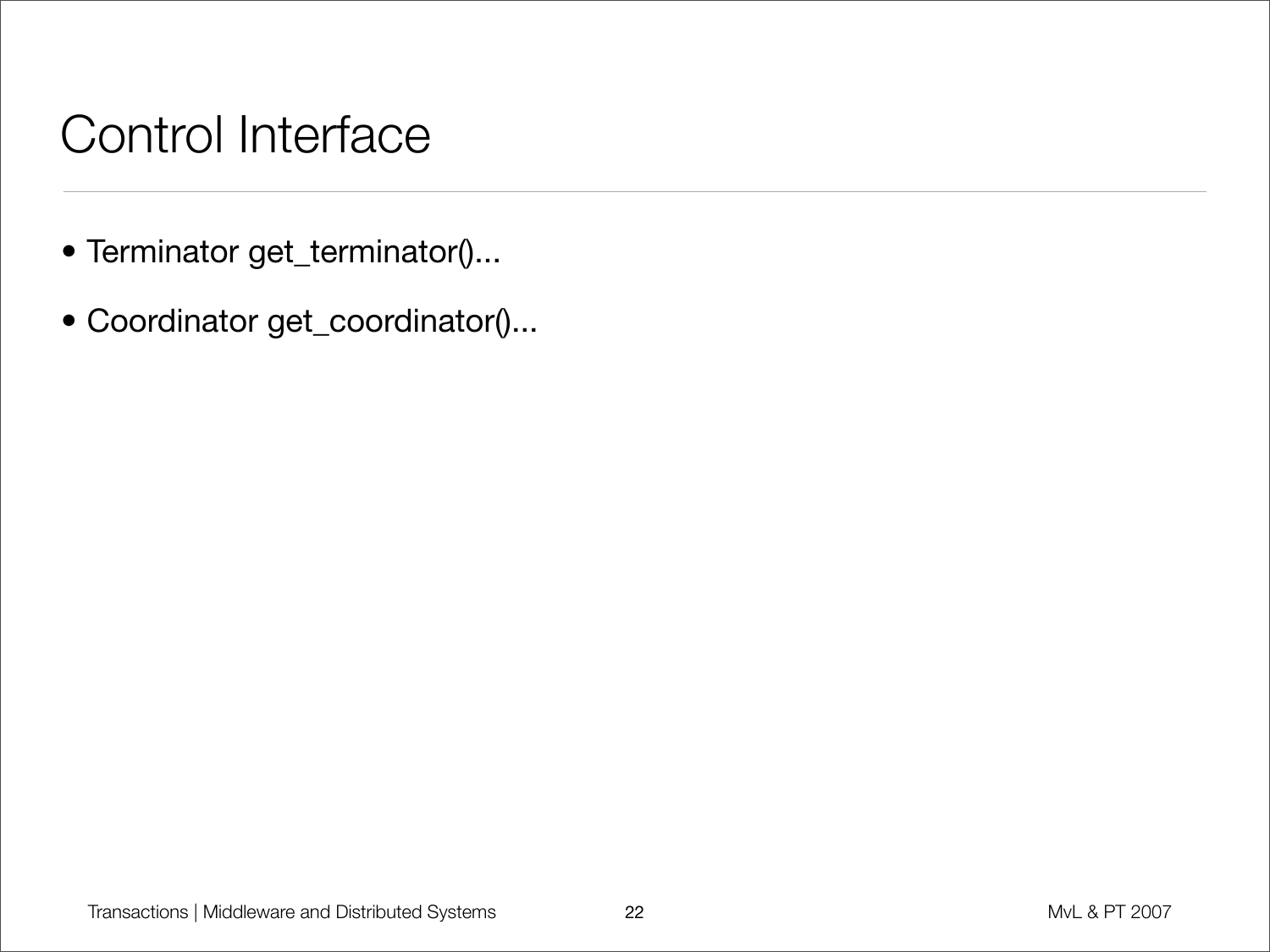# Control Interface

- Terminator get_terminator()...
- Coordinator get_coordinator()...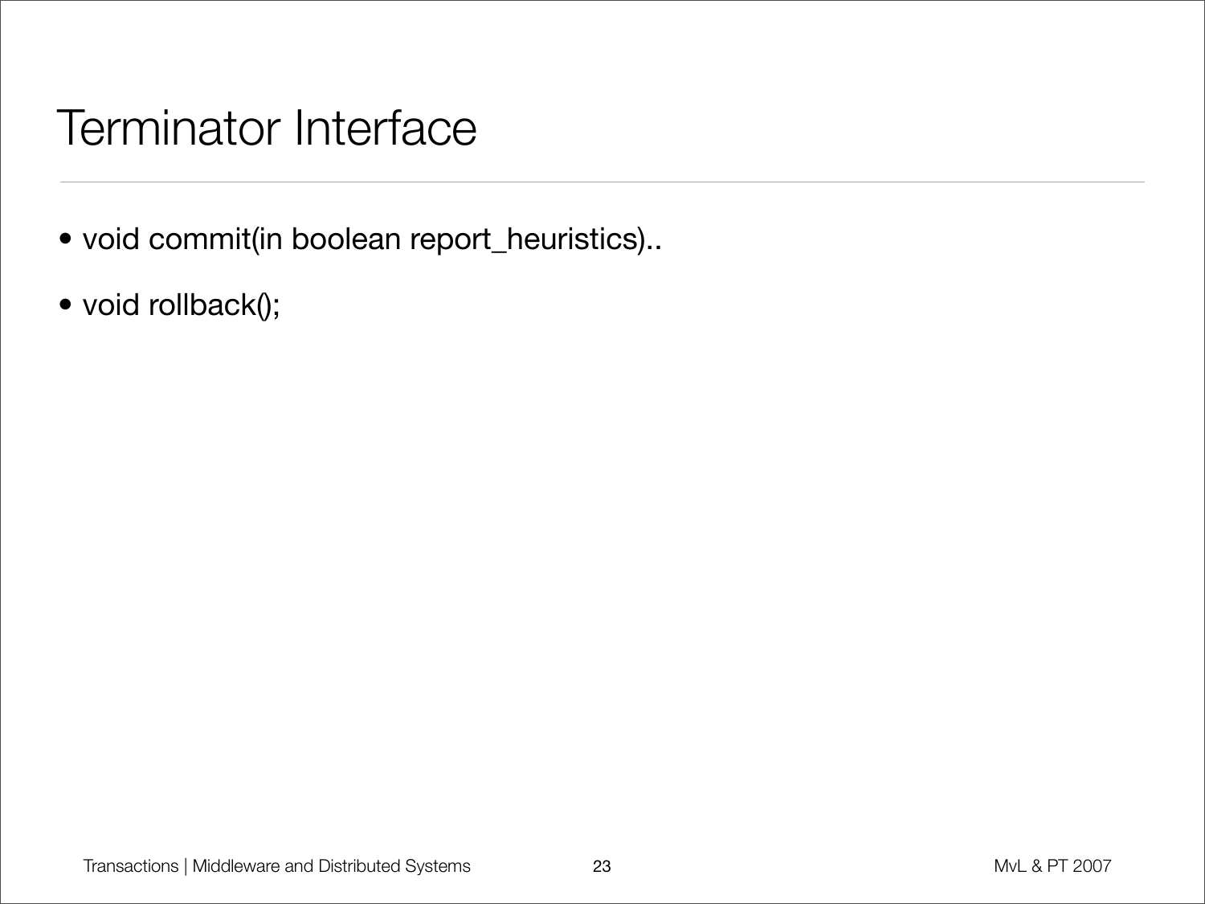# Terminator Interface

- void commit(in boolean report_heuristics)..
- void rollback();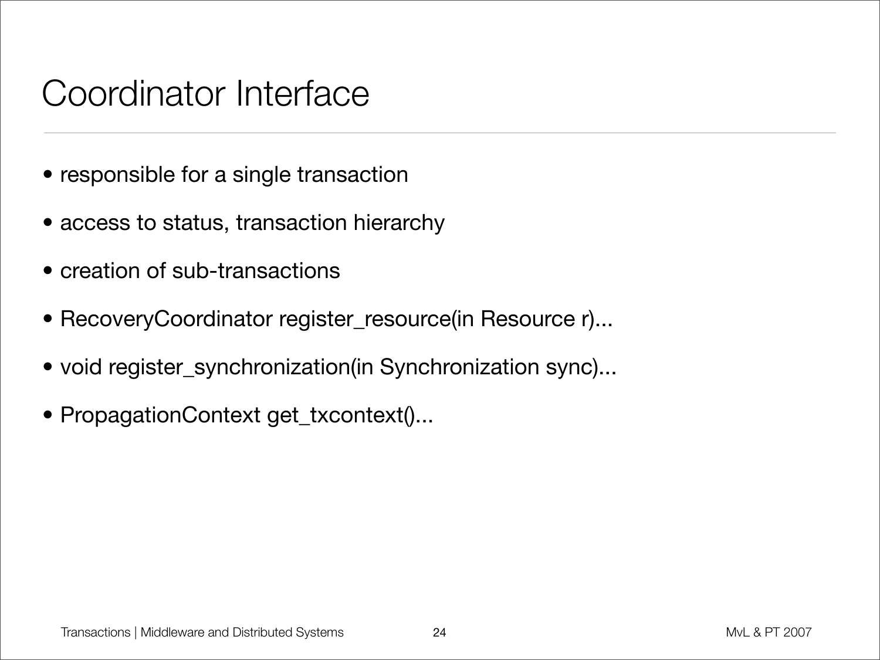# Coordinator Interface

- responsible for a single transaction
- access to status, transaction hierarchy
- creation of sub-transactions
- RecoveryCoordinator register_resource(in Resource r)...
- void register_synchronization(in Synchronization sync)...
- PropagationContext get_txcontext()...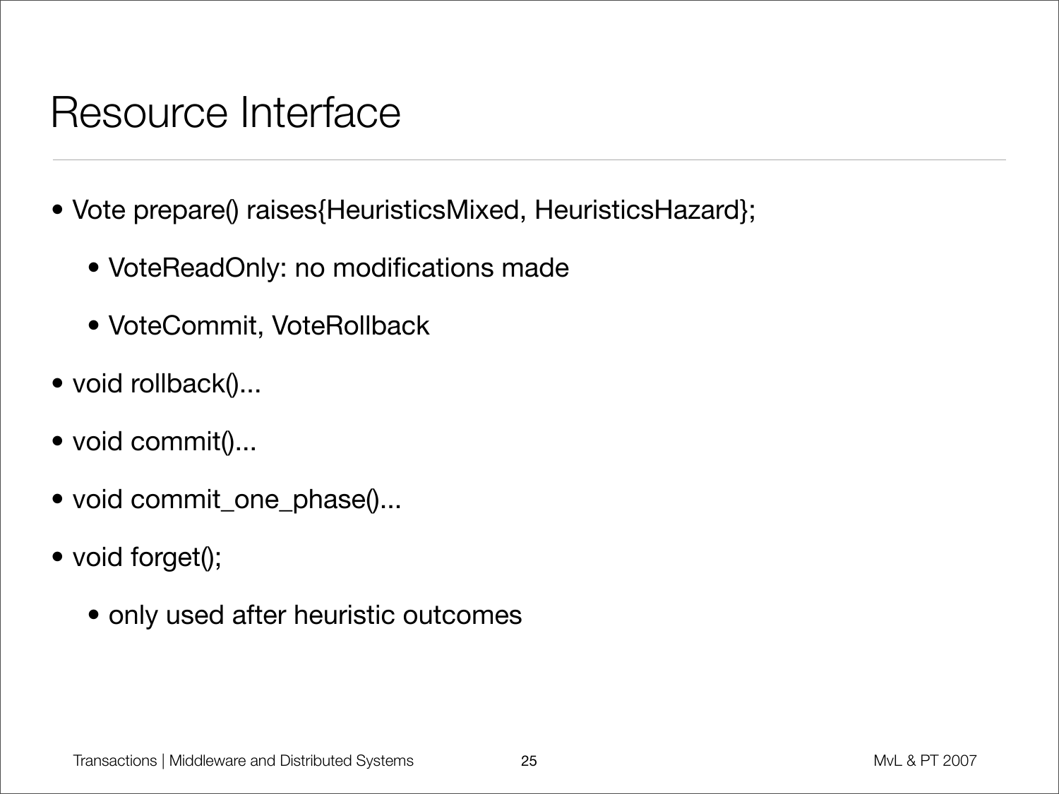# Resource Interface

- Vote prepare() raises{HeuristicsMixed, HeuristicsHazard};
  - VoteReadOnly: no modifications made
  - VoteCommit, VoteRollback
- void rollback()...
- void commit()...
- void commit_one_phase()...
- void forget();
  - only used after heuristic outcomes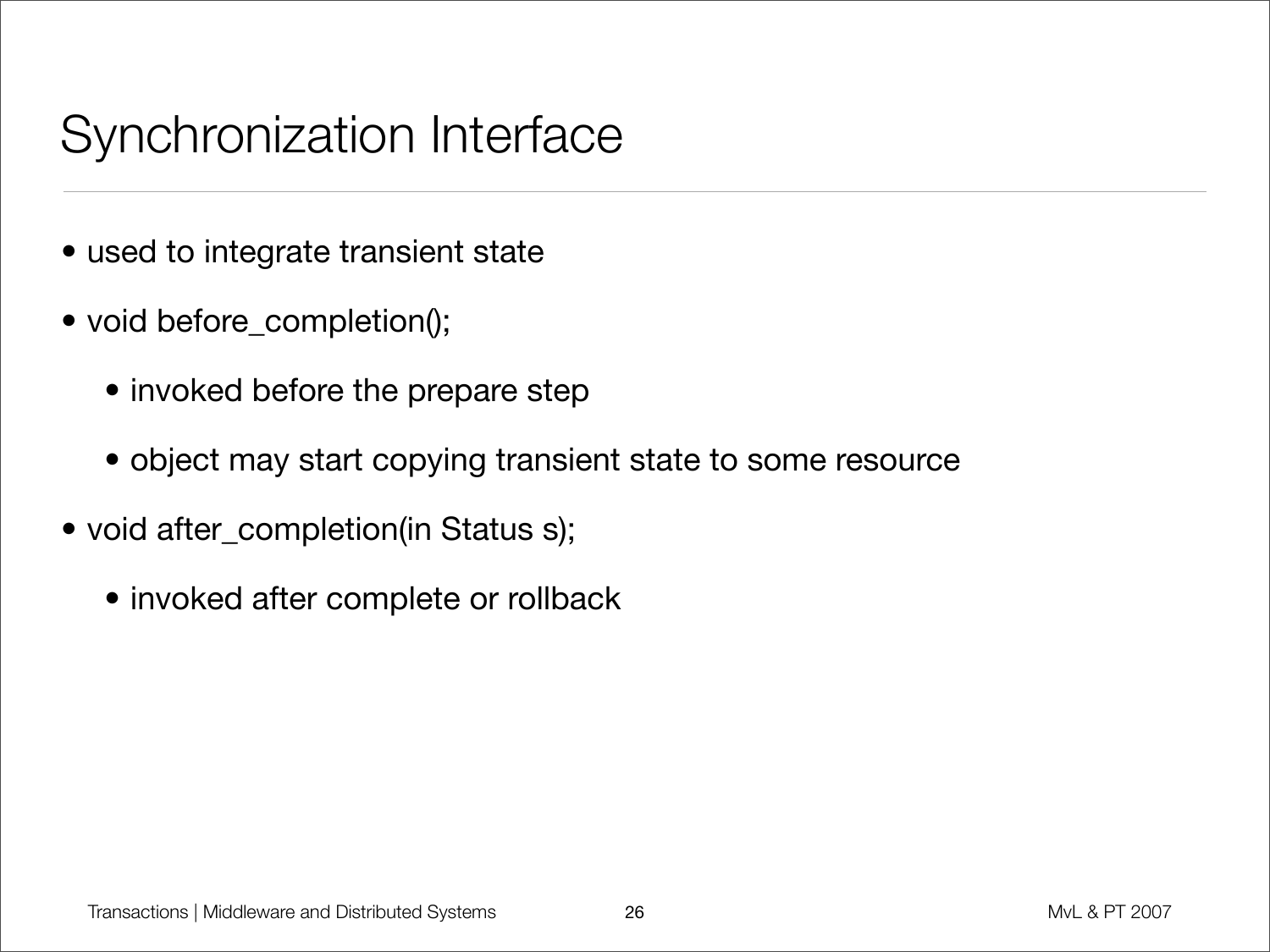# Synchronization Interface

- used to integrate transient state
- void before_completion();
  - invoked before the prepare step
  - object may start copying transient state to some resource
- void after_completion(in Status s);
  - invoked after complete or rollback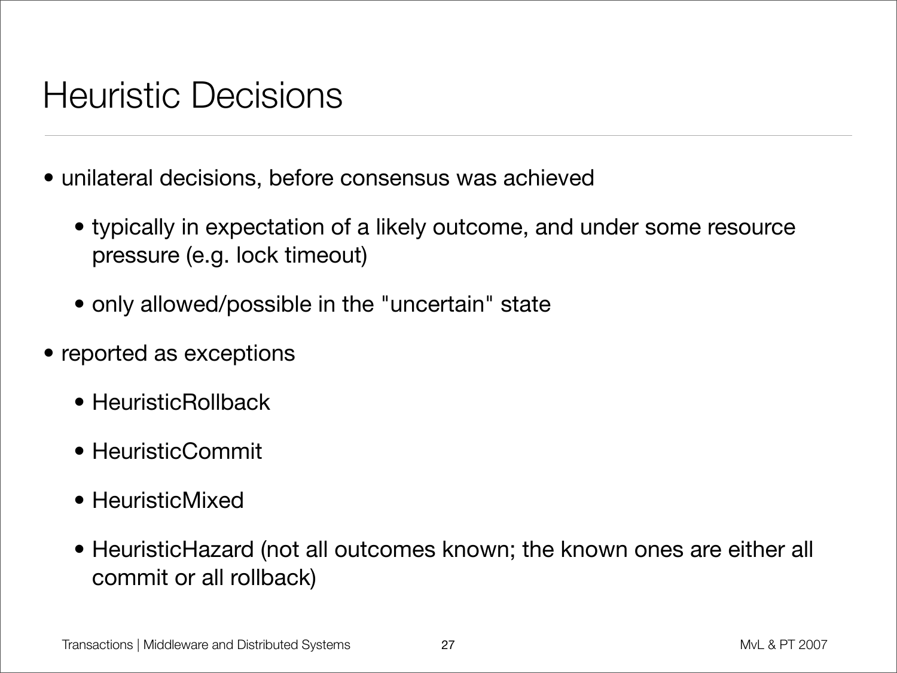# Heuristic Decisions

- unilateral decisions, before consensus was achieved
  - typically in expectation of a likely outcome, and under some resource pressure (e.g. lock timeout)
  - only allowed/possible in the "uncertain" state
- reported as exceptions
  - HeuristicRollback
  - HeuristicCommit
  - HeuristicMixed
  - HeuristicHazard (not all outcomes known; the known ones are either all commit or all rollback)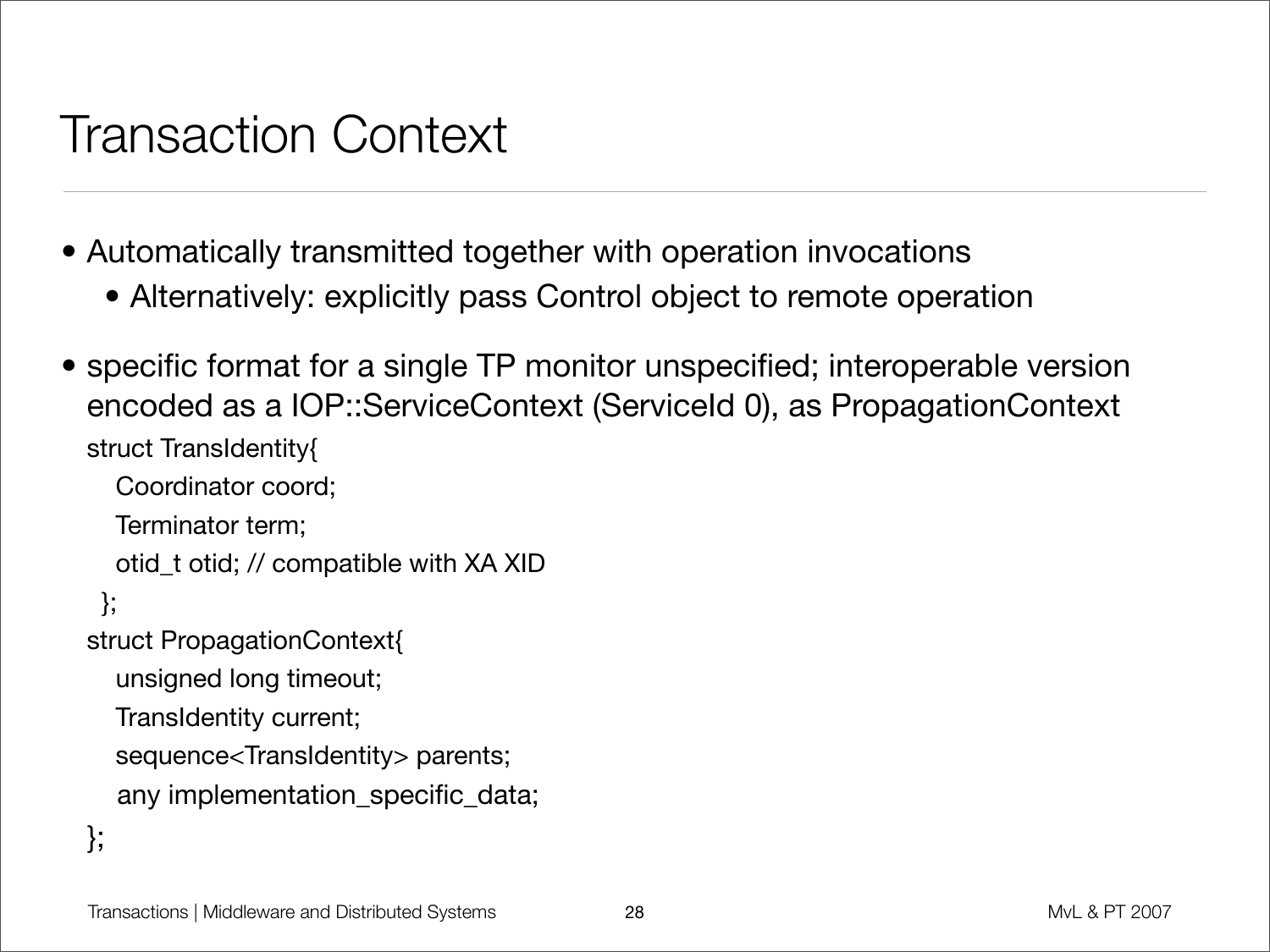# Transaction Context

- Automatically transmitted together with operation invocations
  - Alternatively: explicitly pass Control object to remote operation
- specific format for a single TP monitor unspecified; interoperable version encoded as a IOP::ServiceContext (ServiceId 0), as PropagationContext

```
struct TransIdentity{
    Coordinator coord;
    Terminator term;
    otid_t otid; // compatible with XA XID
  };
struct PropagationContext{
    unsigned long timeout;
    TransIdentity current;
    sequence<TransIdentity> parents;
    any implementation_specific_data;
};
```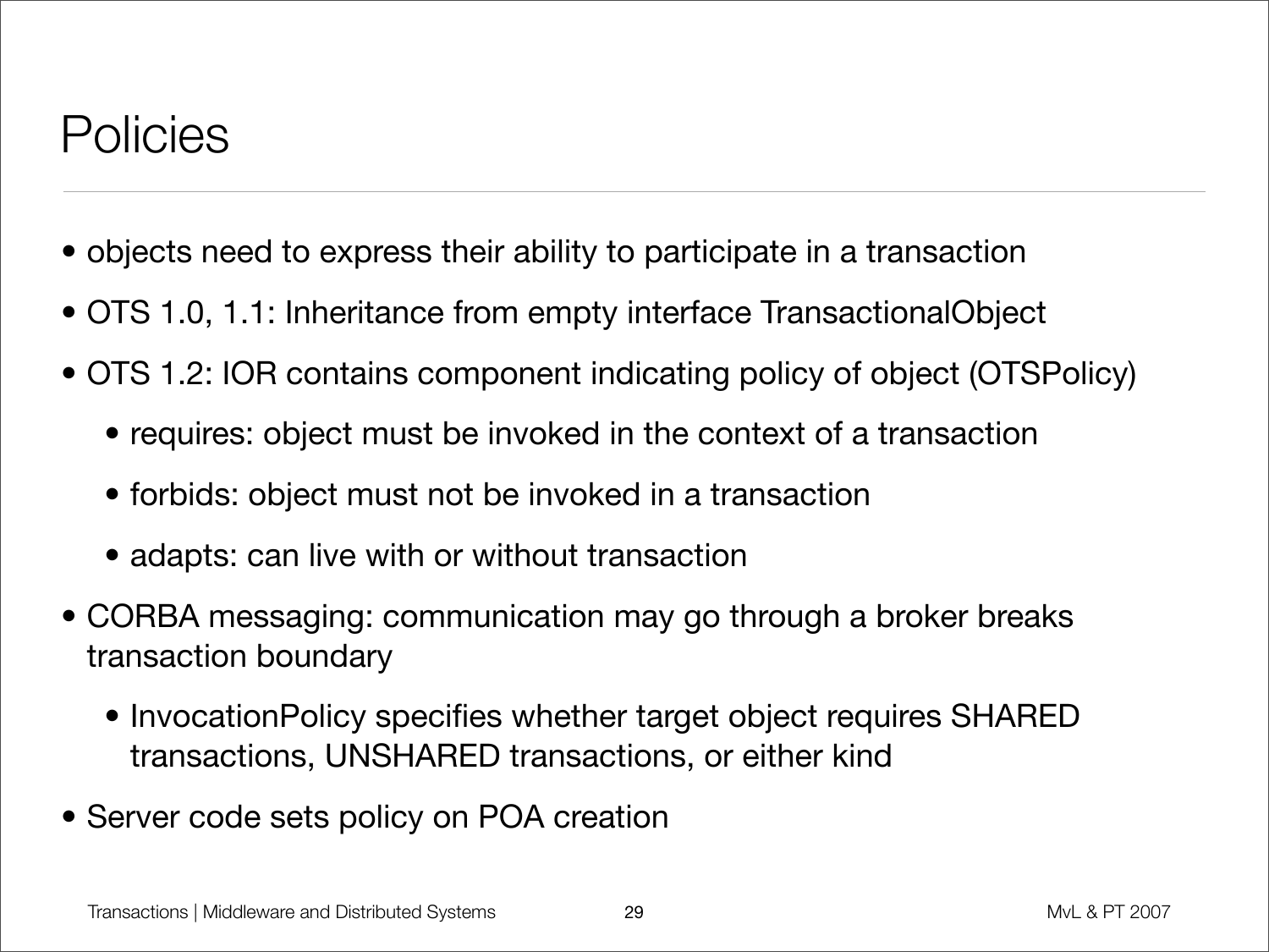# Policies

- objects need to express their ability to participate in a transaction
- OTS 1.0, 1.1: Inheritance from empty interface TransactionalObject
- OTS 1.2: IOR contains component indicating policy of object (OTSPolicy)
  - requires: object must be invoked in the context of a transaction
  - forbids: object must not be invoked in a transaction
  - adapts: can live with or without transaction
- CORBA messaging: communication may go through a broker breaks transaction boundary
  - InvocationPolicy specifies whether target object requires SHARED transactions, UNSHARED transactions, or either kind
- Server code sets policy on POA creation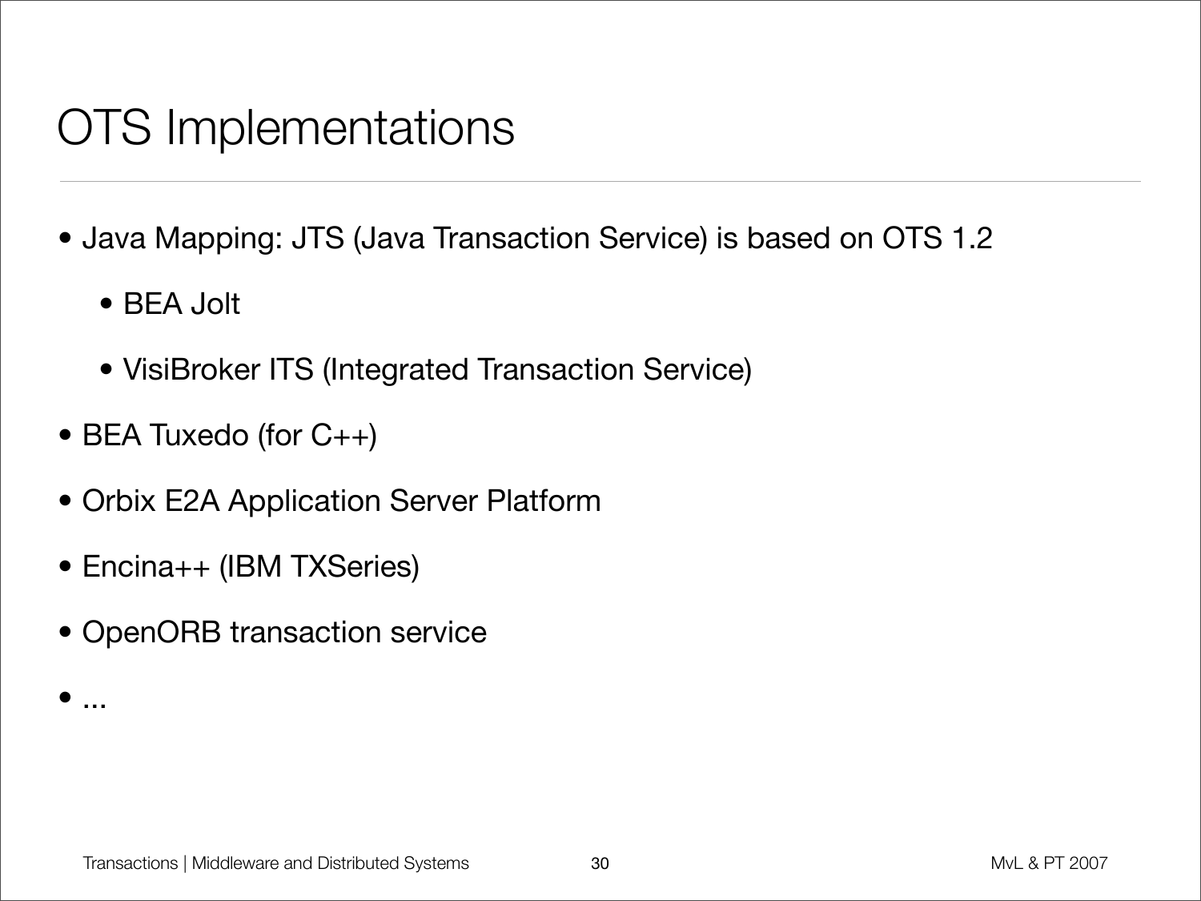# OTS Implementations

- Java Mapping: JTS (Java Transaction Service) is based on OTS 1.2
  - BEA Jolt
  - VisiBroker ITS (Integrated Transaction Service)
- BEA Tuxedo (for C++)
- Orbix E2A Application Server Platform
- Encina++ (IBM TXSeries)
- OpenORB transaction service
- ...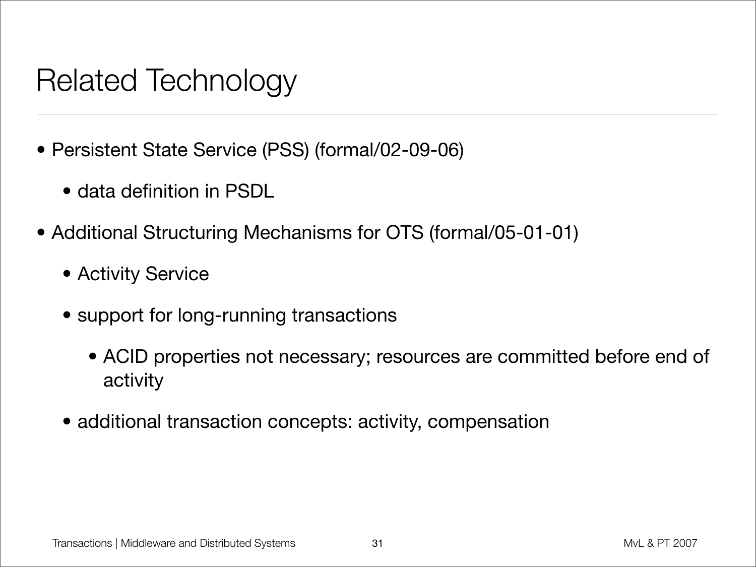# Related Technology

- Persistent State Service (PSS) (formal/02-09-06)
  - data definition in PSDL
- Additional Structuring Mechanisms for OTS (formal/05-01-01)
  - Activity Service
  - support for long-running transactions
    - ACID properties not necessary; resources are committed before end of activity
  - additional transaction concepts: activity, compensation